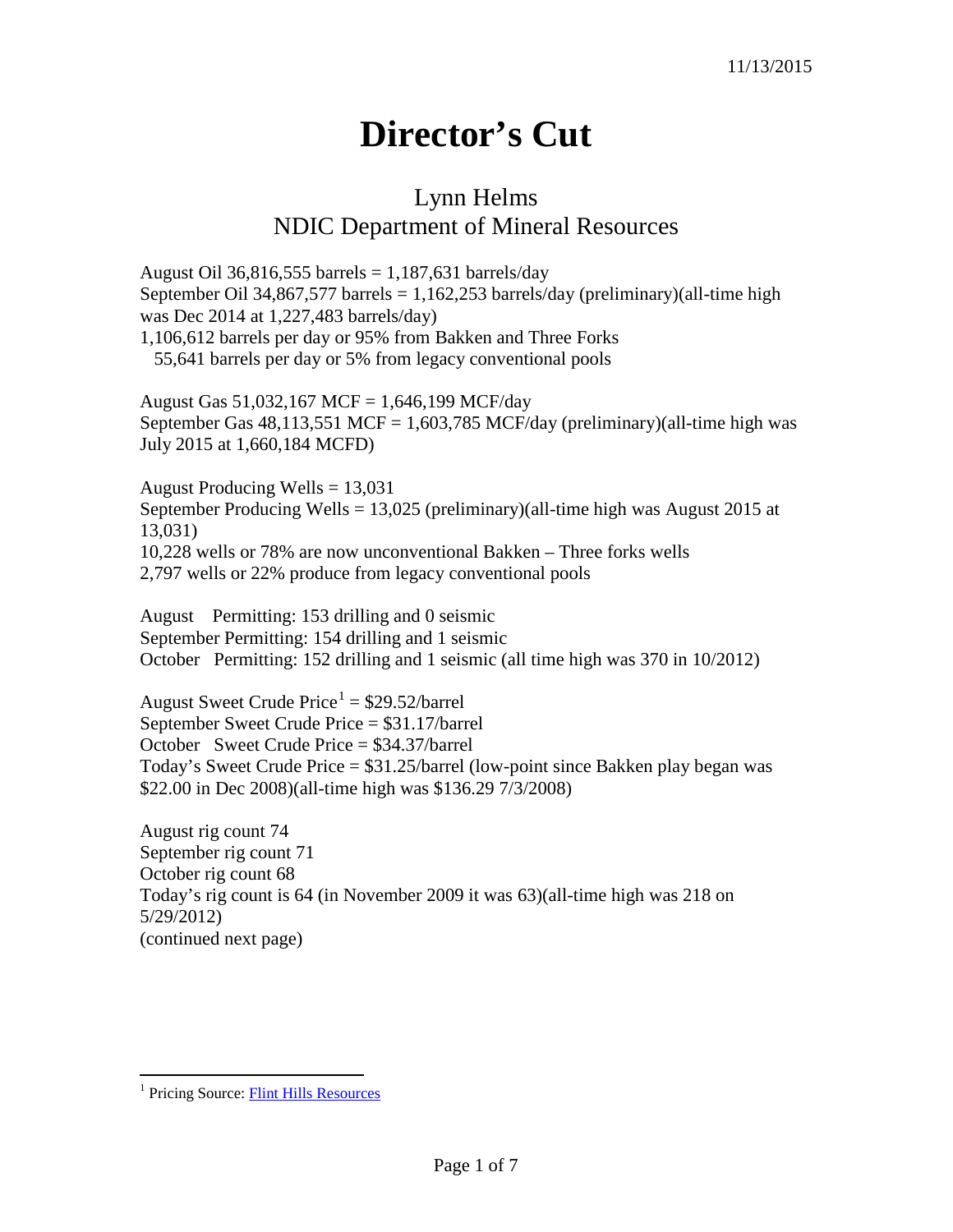11/13/2015

# Director's Cut

## Lynn Helms
## NDIC Department of Mineral Resources

August Oil 36,816,555 barrels = 1,187,631 barrels/day
September Oil 34,867,577 barrels = 1,162,253 barrels/day (preliminary)(all-time high was Dec 2014 at 1,227,483 barrels/day)
1,106,612 barrels per day or 95% from Bakken and Three Forks
55,641 barrels per day or 5% from legacy conventional pools

August Gas 51,032,167 MCF = 1,646,199 MCF/day
September Gas 48,113,551 MCF = 1,603,785 MCF/day (preliminary)(all-time high was July 2015 at 1,660,184 MCFD)

August Producing Wells = 13,031
September Producing Wells = 13,025 (preliminary)(all-time high was August 2015 at 13,031)
10,228 wells or 78% are now unconventional Bakken – Three forks wells
2,797 wells or 22% produce from legacy conventional pools

August Permitting: 153 drilling and 0 seismic
September Permitting: 154 drilling and 1 seismic
October Permitting: 152 drilling and 1 seismic (all time high was 370 in 10/2012)

August Sweet Crude Price[1] = $29.52/barrel
September Sweet Crude Price = $31.17/barrel
October Sweet Crude Price = $34.37/barrel
Today's Sweet Crude Price = $31.25/barrel (low-point since Bakken play began was $22.00 in Dec 2008)(all-time high was $136.29 7/3/2008)

August rig count 74
September rig count 71
October rig count 68
Today's rig count is 64 (in November 2009 it was 63)(all-time high was 218 on 5/29/2012)
(continued next page)

[1] Pricing Source: Flint Hills Resources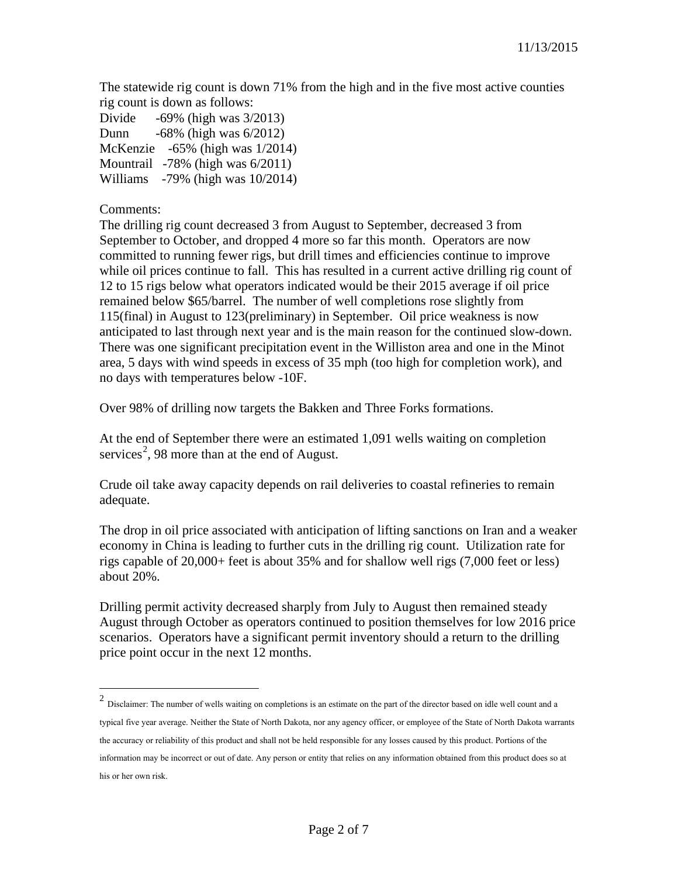The statewide rig count is down 71% from the high and in the five most active counties rig count is down as follows:

Divide -69% (high was 3/2013)
Dunn -68% (high was 6/2012)
McKenzie -65% (high was 1/2014)
Mountrail -78% (high was 6/2011)
Williams -79% (high was 10/2014)

Comments:

The drilling rig count decreased 3 from August to September, decreased 3 from September to October, and dropped 4 more so far this month. Operators are now committed to running fewer rigs, but drill times and efficiencies continue to improve while oil prices continue to fall. This has resulted in a current active drilling rig count of 12 to 15 rigs below what operators indicated would be their 2015 average if oil price remained below $65/barrel. The number of well completions rose slightly from 115(final) in August to 123(preliminary) in September. Oil price weakness is now anticipated to last through next year and is the main reason for the continued slow-down. There was one significant precipitation event in the Williston area and one in the Minot area, 5 days with wind speeds in excess of 35 mph (too high for completion work), and no days with temperatures below -10F.

Over 98% of drilling now targets the Bakken and Three Forks formations.

At the end of September there were an estimated 1,091 wells waiting on completion services[2], 98 more than at the end of August.

Crude oil take away capacity depends on rail deliveries to coastal refineries to remain adequate.

The drop in oil price associated with anticipation of lifting sanctions on Iran and a weaker economy in China is leading to further cuts in the drilling rig count. Utilization rate for rigs capable of 20,000+ feet is about 35% and for shallow well rigs (7,000 feet or less) about 20%.

Drilling permit activity decreased sharply from July to August then remained steady August through October as operators continued to position themselves for low 2016 price scenarios. Operators have a significant permit inventory should a return to the drilling price point occur in the next 12 months.

[2] Disclaimer: The number of wells waiting on completions is an estimate on the part of the director based on idle well count and a typical five year average. Neither the State of North Dakota, nor any agency officer, or employee of the State of North Dakota warrants the accuracy or reliability of this product and shall not be held responsible for any losses caused by this product. Portions of the information may be incorrect or out of date. Any person or entity that relies on any information obtained from this product does so at his or her own risk.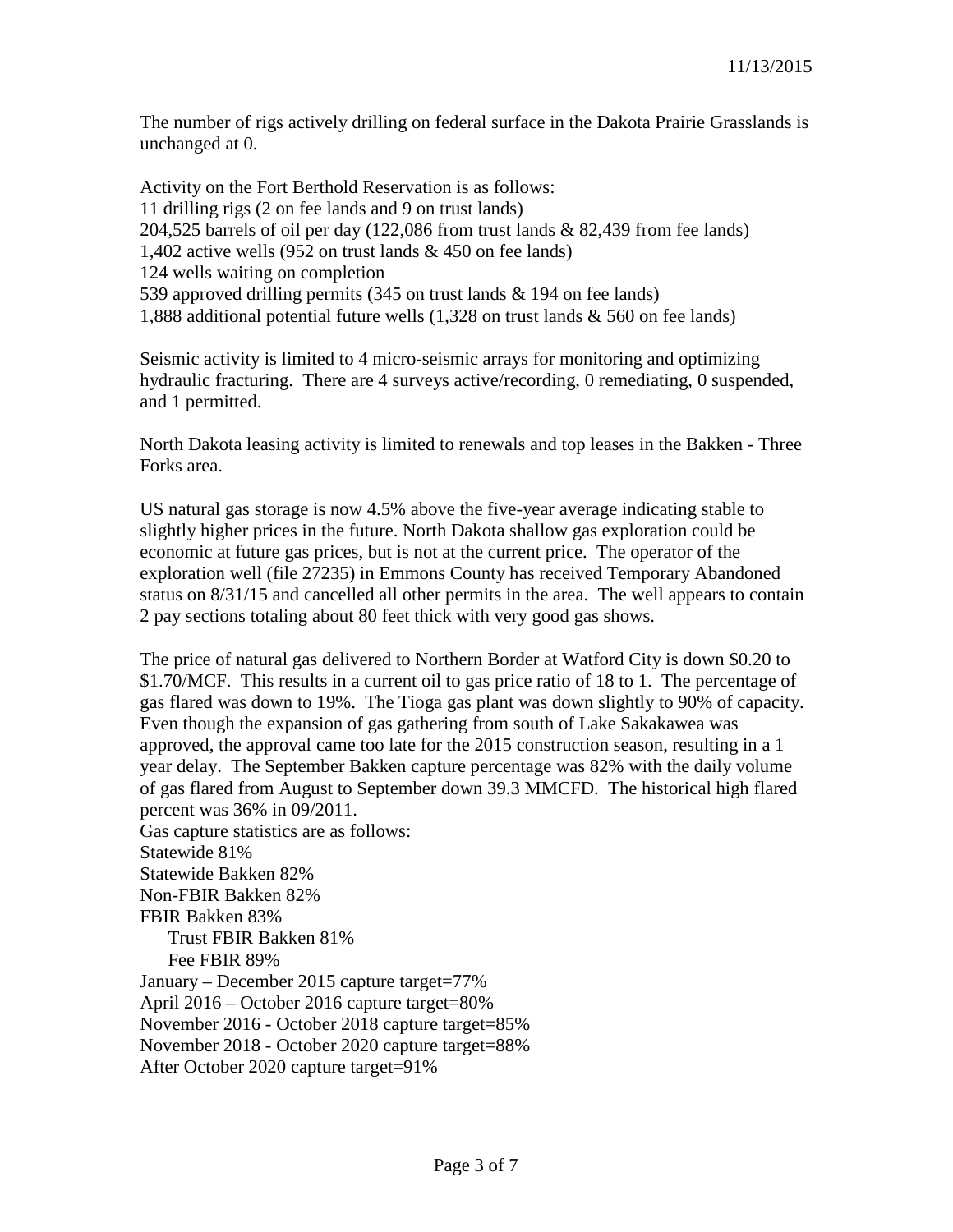The number of rigs actively drilling on federal surface in the Dakota Prairie Grasslands is unchanged at 0.

Activity on the Fort Berthold Reservation is as follows:  
11 drilling rigs (2 on fee lands and 9 on trust lands)  
204,525 barrels of oil per day (122,086 from trust lands & 82,439 from fee lands)  
1,402 active wells (952 on trust lands & 450 on fee lands)  
124 wells waiting on completion  
539 approved drilling permits (345 on trust lands & 194 on fee lands)  
1,888 additional potential future wells (1,328 on trust lands & 560 on fee lands)

Seismic activity is limited to 4 micro-seismic arrays for monitoring and optimizing hydraulic fracturing. There are 4 surveys active/recording, 0 remediating, 0 suspended, and 1 permitted.

North Dakota leasing activity is limited to renewals and top leases in the Bakken - Three Forks area.

US natural gas storage is now 4.5% above the five-year average indicating stable to slightly higher prices in the future. North Dakota shallow gas exploration could be economic at future gas prices, but is not at the current price. The operator of the exploration well (file 27235) in Emmons County has received Temporary Abandoned status on 8/31/15 and cancelled all other permits in the area. The well appears to contain 2 pay sections totaling about 80 feet thick with very good gas shows.

The price of natural gas delivered to Northern Border at Watford City is down $0.20 to $1.70/MCF. This results in a current oil to gas price ratio of 18 to 1. The percentage of gas flared was down to 19%. The Tioga gas plant was down slightly to 90% of capacity. Even though the expansion of gas gathering from south of Lake Sakakawea was approved, the approval came too late for the 2015 construction season, resulting in a 1 year delay. The September Bakken capture percentage was 82% with the daily volume of gas flared from August to September down 39.3 MMCFD. The historical high flared percent was 36% in 09/2011.  
Gas capture statistics are as follows:  
Statewide 81%  
Statewide Bakken 82%  
Non-FBIR Bakken 82%  
FBIR Bakken 83%  
  Trust FBIR Bakken 81%  
  Fee FBIR 89%  
January – December 2015 capture target=77%  
April 2016 – October 2016 capture target=80%  
November 2016 - October 2018 capture target=85%  
November 2018 - October 2020 capture target=88%  
After October 2020 capture target=91%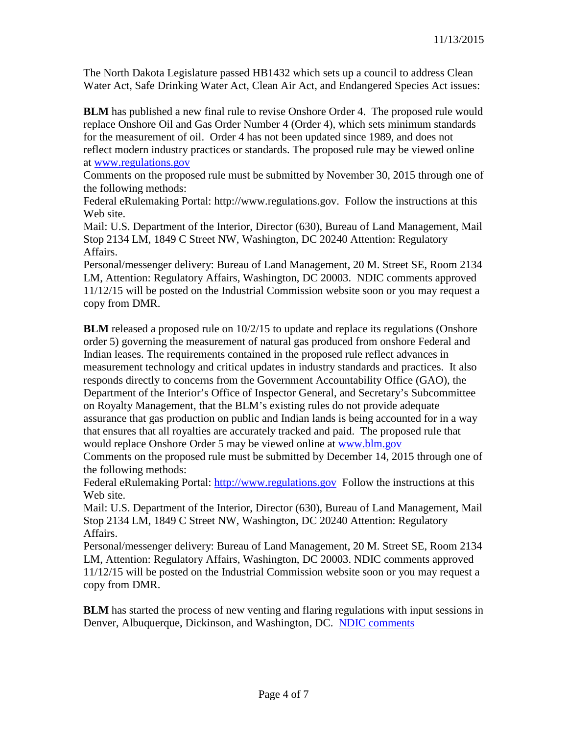The North Dakota Legislature passed HB1432 which sets up a council to address Clean Water Act, Safe Drinking Water Act, Clean Air Act, and Endangered Species Act issues:

**BLM** has published a new final rule to revise Onshore Order 4. The proposed rule would replace Onshore Oil and Gas Order Number 4 (Order 4), which sets minimum standards for the measurement of oil. Order 4 has not been updated since 1989, and does not reflect modern industry practices or standards. The proposed rule may be viewed online at [www.regulations.gov](http://www.regulations.gov)

Comments on the proposed rule must be submitted by November 30, 2015 through one of the following methods:

Federal eRulemaking Portal: http://www.regulations.gov. Follow the instructions at this Web site.

Mail: U.S. Department of the Interior, Director (630), Bureau of Land Management, Mail Stop 2134 LM, 1849 C Street NW, Washington, DC 20240 Attention: Regulatory Affairs.

Personal/messenger delivery: Bureau of Land Management, 20 M. Street SE, Room 2134 LM, Attention: Regulatory Affairs, Washington, DC 20003. NDIC comments approved 11/12/15 will be posted on the Industrial Commission website soon or you may request a copy from DMR.

**BLM** released a proposed rule on 10/2/15 to update and replace its regulations (Onshore order 5) governing the measurement of natural gas produced from onshore Federal and Indian leases. The requirements contained in the proposed rule reflect advances in measurement technology and critical updates in industry standards and practices. It also responds directly to concerns from the Government Accountability Office (GAO), the Department of the Interior's Office of Inspector General, and Secretary's Subcommittee on Royalty Management, that the BLM's existing rules do not provide adequate assurance that gas production on public and Indian lands is being accounted for in a way that ensures that all royalties are accurately tracked and paid. The proposed rule that would replace Onshore Order 5 may be viewed online at [www.blm.gov](http://www.blm.gov)

Comments on the proposed rule must be submitted by December 14, 2015 through one of the following methods:

Federal eRulemaking Portal: [http://www.regulations.gov](http://www.regulations.gov) Follow the instructions at this Web site.

Mail: U.S. Department of the Interior, Director (630), Bureau of Land Management, Mail Stop 2134 LM, 1849 C Street NW, Washington, DC 20240 Attention: Regulatory Affairs.

Personal/messenger delivery: Bureau of Land Management, 20 M. Street SE, Room 2134 LM, Attention: Regulatory Affairs, Washington, DC 20003. NDIC comments approved 11/12/15 will be posted on the Industrial Commission website soon or you may request a copy from DMR.

**BLM** has started the process of new venting and flaring regulations with input sessions in Denver, Albuquerque, Dickinson, and Washington, DC. NDIC comments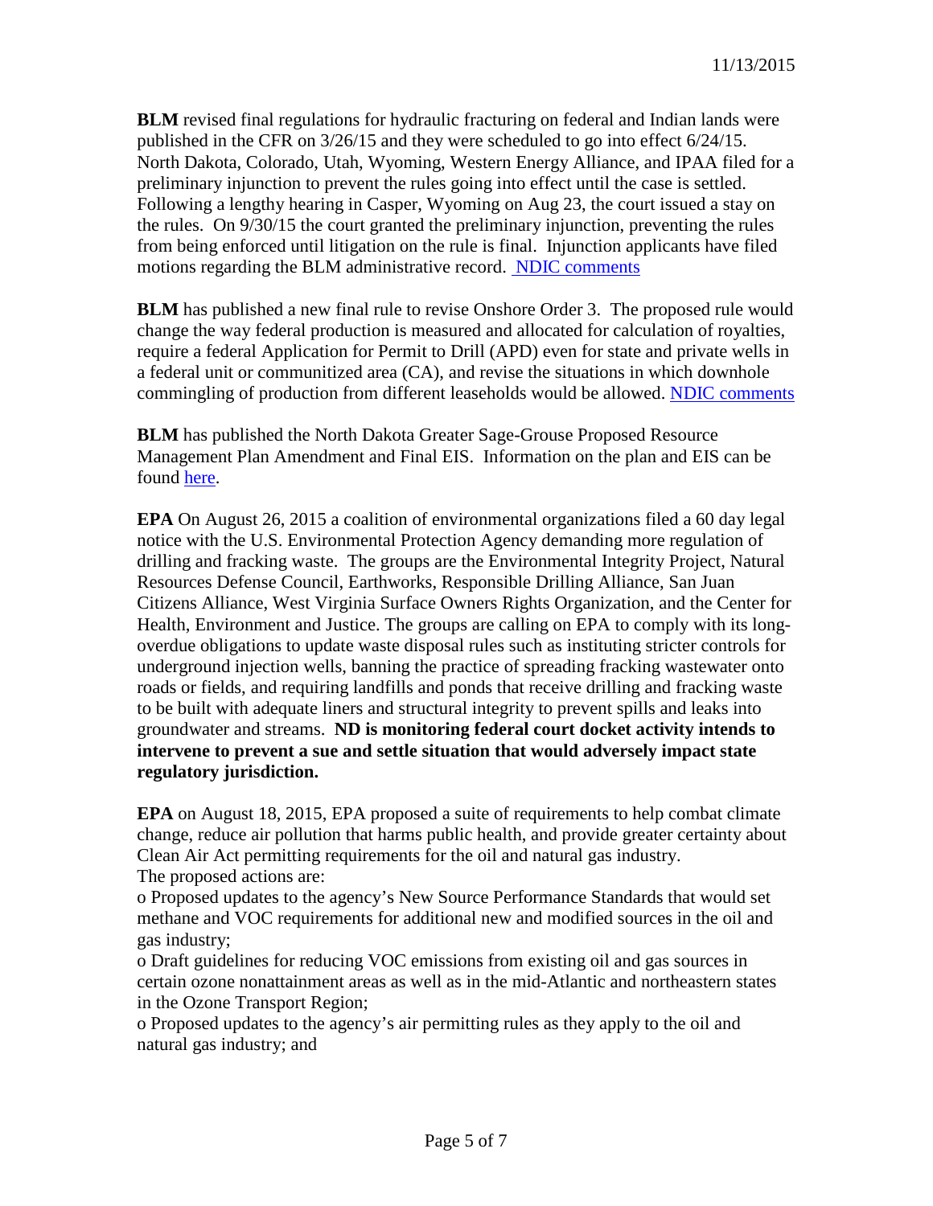**BLM** revised final regulations for hydraulic fracturing on federal and Indian lands were published in the CFR on 3/26/15 and they were scheduled to go into effect 6/24/15. North Dakota, Colorado, Utah, Wyoming, Western Energy Alliance, and IPAA filed for a preliminary injunction to prevent the rules going into effect until the case is settled. Following a lengthy hearing in Casper, Wyoming on Aug 23, the court issued a stay on the rules. On 9/30/15 the court granted the preliminary injunction, preventing the rules from being enforced until litigation on the rule is final. Injunction applicants have filed motions regarding the BLM administrative record. NDIC comments

**BLM** has published a new final rule to revise Onshore Order 3. The proposed rule would change the way federal production is measured and allocated for calculation of royalties, require a federal Application for Permit to Drill (APD) even for state and private wells in a federal unit or communitized area (CA), and revise the situations in which downhole commingling of production from different leaseholds would be allowed. NDIC comments

**BLM** has published the North Dakota Greater Sage-Grouse Proposed Resource Management Plan Amendment and Final EIS. Information on the plan and EIS can be found here.

**EPA** On August 26, 2015 a coalition of environmental organizations filed a 60 day legal notice with the U.S. Environmental Protection Agency demanding more regulation of drilling and fracking waste. The groups are the Environmental Integrity Project, Natural Resources Defense Council, Earthworks, Responsible Drilling Alliance, San Juan Citizens Alliance, West Virginia Surface Owners Rights Organization, and the Center for Health, Environment and Justice. The groups are calling on EPA to comply with its long-overdue obligations to update waste disposal rules such as instituting stricter controls for underground injection wells, banning the practice of spreading fracking wastewater onto roads or fields, and requiring landfills and ponds that receive drilling and fracking waste to be built with adequate liners and structural integrity to prevent spills and leaks into groundwater and streams. **ND is monitoring federal court docket activity intends to intervene to prevent a sue and settle situation that would adversely impact state regulatory jurisdiction.**

**EPA** on August 18, 2015, EPA proposed a suite of requirements to help combat climate change, reduce air pollution that harms public health, and provide greater certainty about Clean Air Act permitting requirements for the oil and natural gas industry.
The proposed actions are:

- Proposed updates to the agency's New Source Performance Standards that would set methane and VOC requirements for additional new and modified sources in the oil and gas industry;
- Draft guidelines for reducing VOC emissions from existing oil and gas sources in certain ozone nonattainment areas as well as in the mid-Atlantic and northeastern states in the Ozone Transport Region;
- Proposed updates to the agency's air permitting rules as they apply to the oil and natural gas industry; and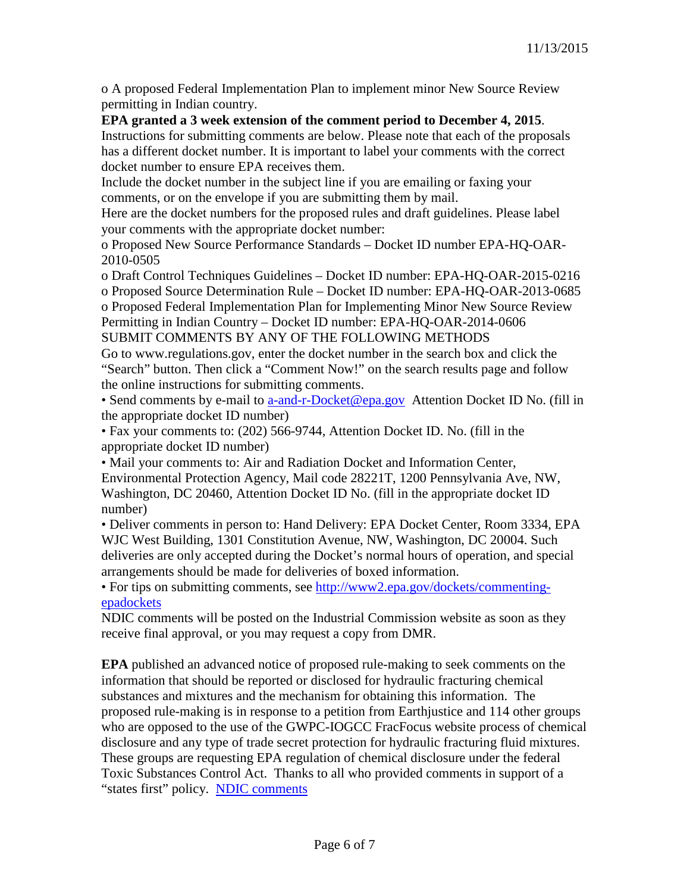o A proposed Federal Implementation Plan to implement minor New Source Review permitting in Indian country.

**EPA granted a 3 week extension of the comment period to December 4, 2015**.

Instructions for submitting comments are below. Please note that each of the proposals has a different docket number. It is important to label your comments with the correct docket number to ensure EPA receives them.

Include the docket number in the subject line if you are emailing or faxing your comments, or on the envelope if you are submitting them by mail.

Here are the docket numbers for the proposed rules and draft guidelines. Please label your comments with the appropriate docket number:

o Proposed New Source Performance Standards – Docket ID number EPA-HQ-OAR-2010-0505

o Draft Control Techniques Guidelines – Docket ID number: EPA-HQ-OAR-2015-0216

o Proposed Source Determination Rule – Docket ID number: EPA-HQ-OAR-2013-0685

o Proposed Federal Implementation Plan for Implementing Minor New Source Review Permitting in Indian Country – Docket ID number: EPA-HQ-OAR-2014-0606

SUBMIT COMMENTS BY ANY OF THE FOLLOWING METHODS

Go to www.regulations.gov, enter the docket number in the search box and click the "Search" button. Then click a "Comment Now!" on the search results page and follow the online instructions for submitting comments.

• Send comments by e-mail to [a-and-r-Docket@epa.gov](mailto:a-and-r-Docket@epa.gov) Attention Docket ID No. (fill in the appropriate docket ID number)

• Fax your comments to: (202) 566-9744, Attention Docket ID. No. (fill in the appropriate docket ID number)

• Mail your comments to: Air and Radiation Docket and Information Center, Environmental Protection Agency, Mail code 28221T, 1200 Pennsylvania Ave, NW, Washington, DC 20460, Attention Docket ID No. (fill in the appropriate docket ID number)

• Deliver comments in person to: Hand Delivery: EPA Docket Center, Room 3334, EPA WJC West Building, 1301 Constitution Avenue, NW, Washington, DC 20004. Such deliveries are only accepted during the Docket's normal hours of operation, and special arrangements should be made for deliveries of boxed information.

• For tips on submitting comments, see [http://www2.epa.gov/dockets/commenting-epadockets](http://www2.epa.gov/dockets/commenting-epadockets)

NDIC comments will be posted on the Industrial Commission website as soon as they receive final approval, or you may request a copy from DMR.

**EPA** published an advanced notice of proposed rule-making to seek comments on the information that should be reported or disclosed for hydraulic fracturing chemical substances and mixtures and the mechanism for obtaining this information. The proposed rule-making is in response to a petition from Earthjustice and 114 other groups who are opposed to the use of the GWPC-IOGCC FracFocus website process of chemical disclosure and any type of trade secret protection for hydraulic fracturing fluid mixtures. These groups are requesting EPA regulation of chemical disclosure under the federal Toxic Substances Control Act. Thanks to all who provided comments in support of a "states first" policy. NDIC comments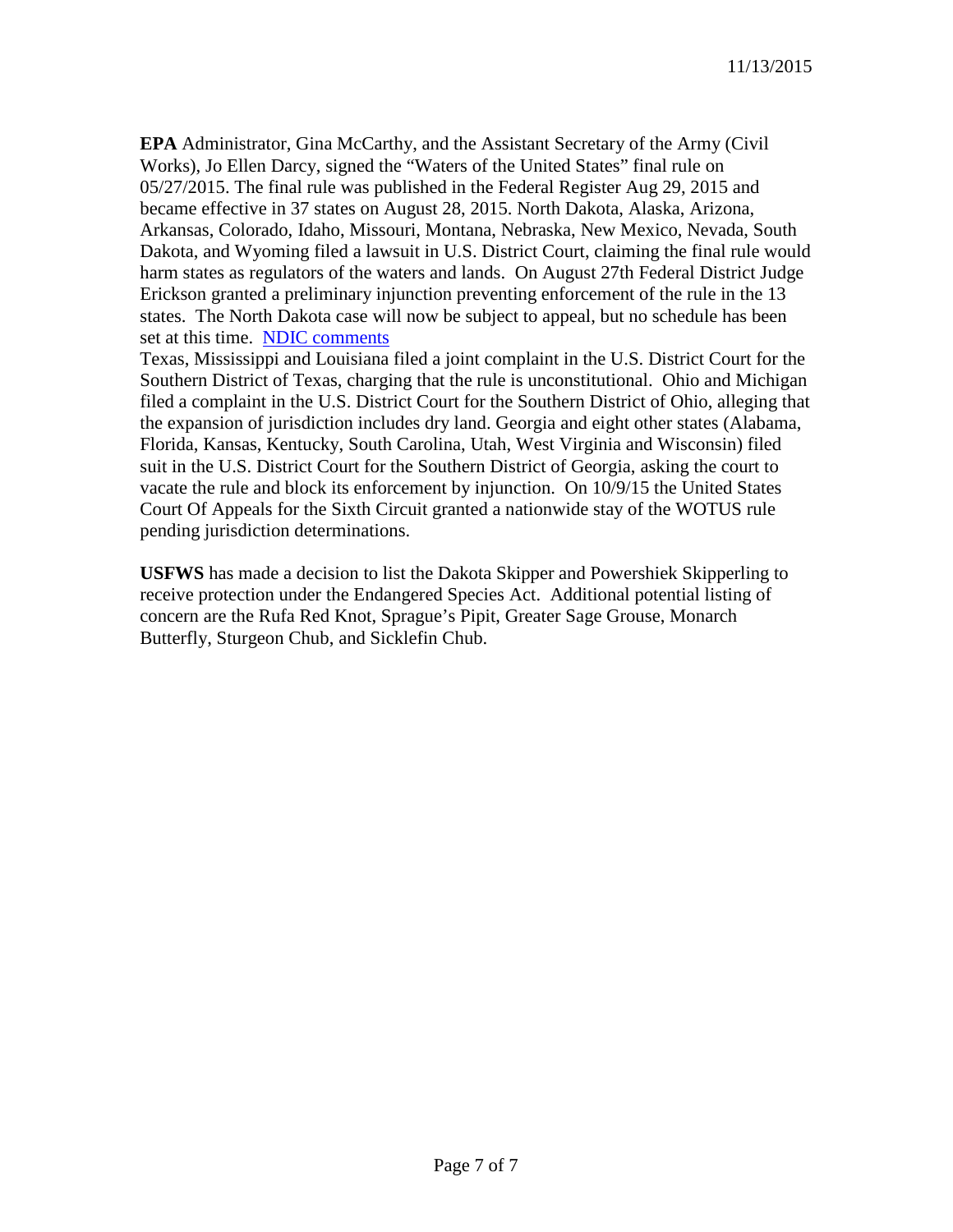**EPA** Administrator, Gina McCarthy, and the Assistant Secretary of the Army (Civil Works), Jo Ellen Darcy, signed the "Waters of the United States" final rule on 05/27/2015. The final rule was published in the Federal Register Aug 29, 2015 and became effective in 37 states on August 28, 2015. North Dakota, Alaska, Arizona, Arkansas, Colorado, Idaho, Missouri, Montana, Nebraska, New Mexico, Nevada, South Dakota, and Wyoming filed a lawsuit in U.S. District Court, claiming the final rule would harm states as regulators of the waters and lands. On August 27th Federal District Judge Erickson granted a preliminary injunction preventing enforcement of the rule in the 13 states. The North Dakota case will now be subject to appeal, but no schedule has been set at this time. NDIC comments

Texas, Mississippi and Louisiana filed a joint complaint in the U.S. District Court for the Southern District of Texas, charging that the rule is unconstitutional. Ohio and Michigan filed a complaint in the U.S. District Court for the Southern District of Ohio, alleging that the expansion of jurisdiction includes dry land. Georgia and eight other states (Alabama, Florida, Kansas, Kentucky, South Carolina, Utah, West Virginia and Wisconsin) filed suit in the U.S. District Court for the Southern District of Georgia, asking the court to vacate the rule and block its enforcement by injunction. On 10/9/15 the United States Court Of Appeals for the Sixth Circuit granted a nationwide stay of the WOTUS rule pending jurisdiction determinations.

**USFWS** has made a decision to list the Dakota Skipper and Powershiek Skipperling to receive protection under the Endangered Species Act. Additional potential listing of concern are the Rufa Red Knot, Sprague's Pipit, Greater Sage Grouse, Monarch Butterfly, Sturgeon Chub, and Sicklefin Chub.